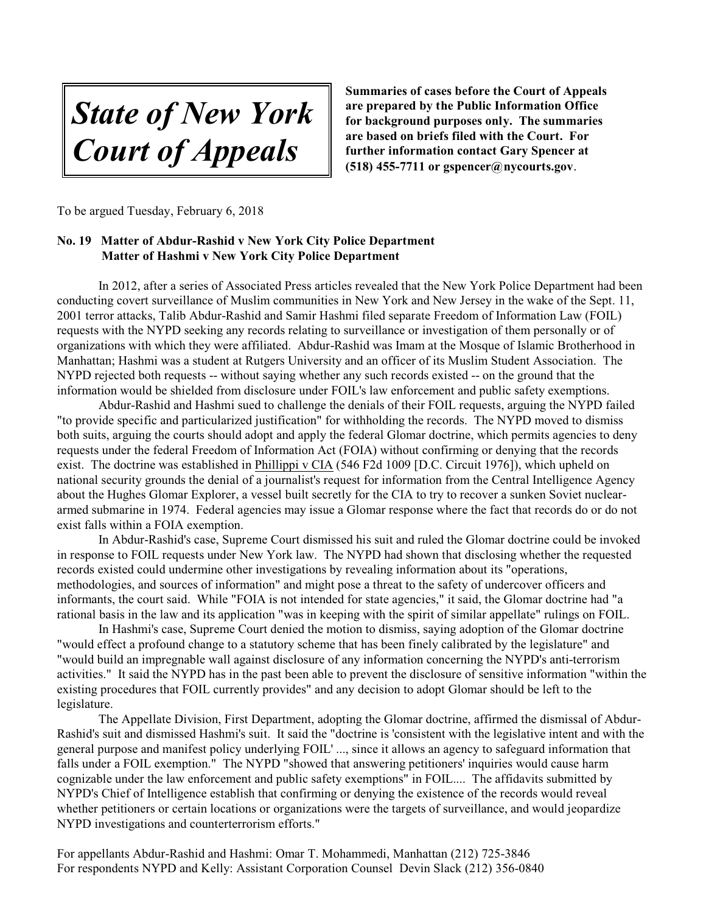# *State of New York Court of Appeals*

**Summaries of cases before the Court of Appeals are prepared by the Public Information Office for background purposes only. The summaries are based on briefs filed with the Court. For further information contact Gary Spencer at (518) 455-7711 or gspencer@nycourts.gov.**

To be argued Tuesday, February 6, 2018

**No. 19 Matter of Abdur-Rashid v New York City Police Department**
**Matter of Hashmi v New York City Police Department**

In 2012, after a series of Associated Press articles revealed that the New York Police Department had been conducting covert surveillance of Muslim communities in New York and New Jersey in the wake of the Sept. 11, 2001 terror attacks, Talib Abdur-Rashid and Samir Hashmi filed separate Freedom of Information Law (FOIL) requests with the NYPD seeking any records relating to surveillance or investigation of them personally or of organizations with which they were affiliated. Abdur-Rashid was Imam at the Mosque of Islamic Brotherhood in Manhattan; Hashmi was a student at Rutgers University and an officer of its Muslim Student Association. The NYPD rejected both requests -- without saying whether any such records existed -- on the ground that the information would be shielded from disclosure under FOIL's law enforcement and public safety exemptions.

Abdur-Rashid and Hashmi sued to challenge the denials of their FOIL requests, arguing the NYPD failed "to provide specific and particularized justification" for withholding the records. The NYPD moved to dismiss both suits, arguing the courts should adopt and apply the federal Glomar doctrine, which permits agencies to deny requests under the federal Freedom of Information Act (FOIA) without confirming or denying that the records exist. The doctrine was established in Phillippi v CIA (546 F2d 1009 [D.C. Circuit 1976]), which upheld on national security grounds the denial of a journalist's request for information from the Central Intelligence Agency about the Hughes Glomar Explorer, a vessel built secretly for the CIA to try to recover a sunken Soviet nuclear-armed submarine in 1974. Federal agencies may issue a Glomar response where the fact that records do or do not exist falls within a FOIA exemption.

In Abdur-Rashid's case, Supreme Court dismissed his suit and ruled the Glomar doctrine could be invoked in response to FOIL requests under New York law. The NYPD had shown that disclosing whether the requested records existed could undermine other investigations by revealing information about its "operations, methodologies, and sources of information" and might pose a threat to the safety of undercover officers and informants, the court said. While "FOIA is not intended for state agencies," it said, the Glomar doctrine had "a rational basis in the law and its application "was in keeping with the spirit of similar appellate" rulings on FOIL.

In Hashmi's case, Supreme Court denied the motion to dismiss, saying adoption of the Glomar doctrine "would effect a profound change to a statutory scheme that has been finely calibrated by the legislature" and "would build an impregnable wall against disclosure of any information concerning the NYPD's anti-terrorism activities." It said the NYPD has in the past been able to prevent the disclosure of sensitive information "within the existing procedures that FOIL currently provides" and any decision to adopt Glomar should be left to the legislature.

The Appellate Division, First Department, adopting the Glomar doctrine, affirmed the dismissal of Abdur-Rashid's suit and dismissed Hashmi's suit. It said the "doctrine is 'consistent with the legislative intent and with the general purpose and manifest policy underlying FOIL' ..., since it allows an agency to safeguard information that falls under a FOIL exemption." The NYPD "showed that answering petitioners' inquiries would cause harm cognizable under the law enforcement and public safety exemptions" in FOIL.... The affidavits submitted by NYPD's Chief of Intelligence establish that confirming or denying the existence of the records would reveal whether petitioners or certain locations or organizations were the targets of surveillance, and would jeopardize NYPD investigations and counterterrorism efforts."

For appellants Abdur-Rashid and Hashmi: Omar T. Mohammedi, Manhattan (212) 725-3846
For respondents NYPD and Kelly: Assistant Corporation Counsel Devin Slack (212) 356-0840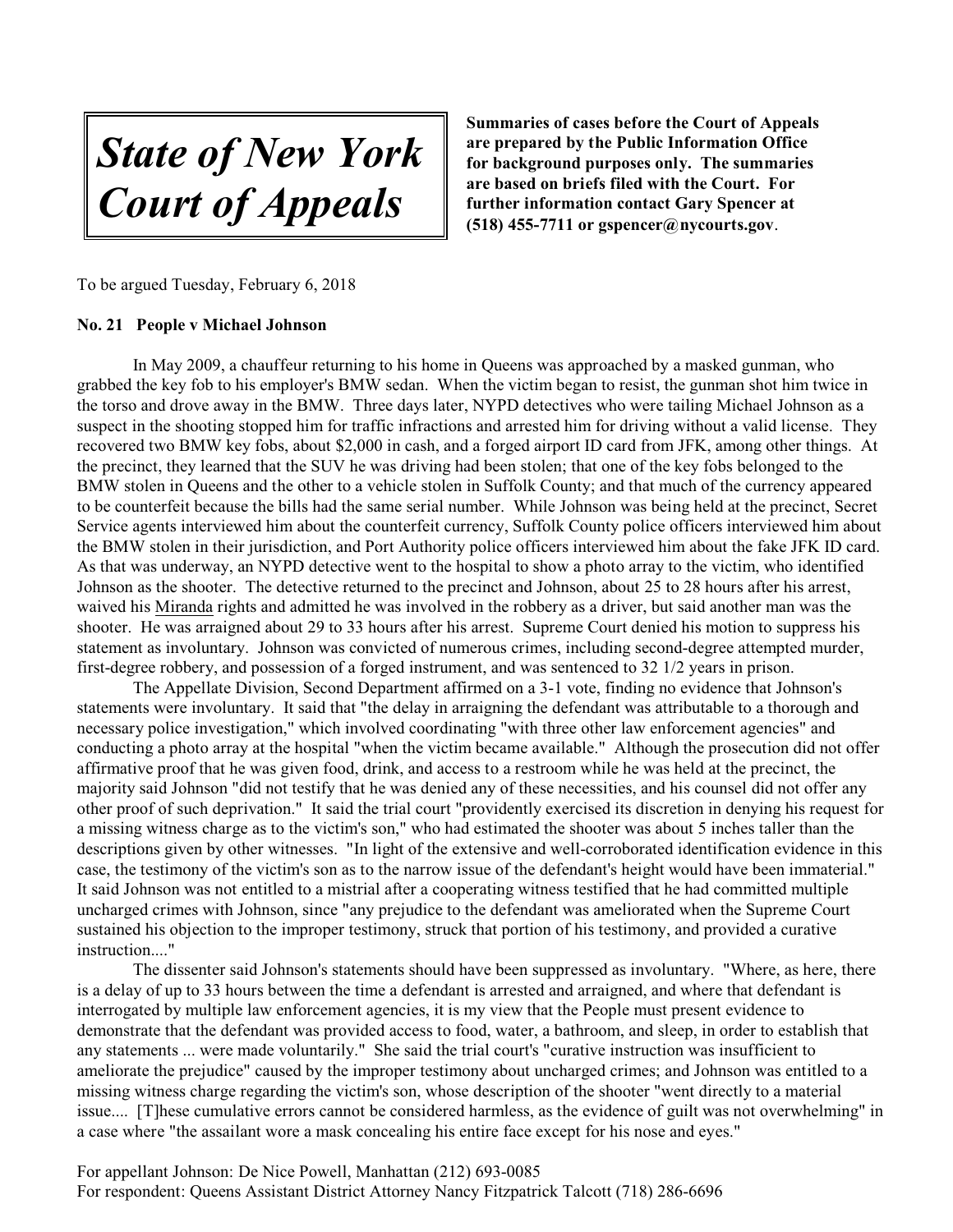# *State of New York Court of Appeals*

**Summaries of cases before the Court of Appeals are prepared by the Public Information Office for background purposes only. The summaries are based on briefs filed with the Court. For further information contact Gary Spencer at (518) 455-7711 or gspencer@nycourts.gov.**

To be argued Tuesday, February 6, 2018

**No. 21 People v Michael Johnson**

In May 2009, a chauffeur returning to his home in Queens was approached by a masked gunman, who grabbed the key fob to his employer's BMW sedan. When the victim began to resist, the gunman shot him twice in the torso and drove away in the BMW. Three days later, NYPD detectives who were tailing Michael Johnson as a suspect in the shooting stopped him for traffic infractions and arrested him for driving without a valid license. They recovered two BMW key fobs, about $2,000 in cash, and a forged airport ID card from JFK, among other things. At the precinct, they learned that the SUV he was driving had been stolen; that one of the key fobs belonged to the BMW stolen in Queens and the other to a vehicle stolen in Suffolk County; and that much of the currency appeared to be counterfeit because the bills had the same serial number. While Johnson was being held at the precinct, Secret Service agents interviewed him about the counterfeit currency, Suffolk County police officers interviewed him about the BMW stolen in their jurisdiction, and Port Authority police officers interviewed him about the fake JFK ID card. As that was underway, an NYPD detective went to the hospital to show a photo array to the victim, who identified Johnson as the shooter. The detective returned to the precinct and Johnson, about 25 to 28 hours after his arrest, waived his Miranda rights and admitted he was involved in the robbery as a driver, but said another man was the shooter. He was arraigned about 29 to 33 hours after his arrest. Supreme Court denied his motion to suppress his statement as involuntary. Johnson was convicted of numerous crimes, including second-degree attempted murder, first-degree robbery, and possession of a forged instrument, and was sentenced to 32 1/2 years in prison.

The Appellate Division, Second Department affirmed on a 3-1 vote, finding no evidence that Johnson's statements were involuntary. It said that "the delay in arraigning the defendant was attributable to a thorough and necessary police investigation," which involved coordinating "with three other law enforcement agencies" and conducting a photo array at the hospital "when the victim became available." Although the prosecution did not offer affirmative proof that he was given food, drink, and access to a restroom while he was held at the precinct, the majority said Johnson "did not testify that he was denied any of these necessities, and his counsel did not offer any other proof of such deprivation." It said the trial court "providently exercised its discretion in denying his request for a missing witness charge as to the victim's son," who had estimated the shooter was about 5 inches taller than the descriptions given by other witnesses. "In light of the extensive and well-corroborated identification evidence in this case, the testimony of the victim's son as to the narrow issue of the defendant's height would have been immaterial." It said Johnson was not entitled to a mistrial after a cooperating witness testified that he had committed multiple uncharged crimes with Johnson, since "any prejudice to the defendant was ameliorated when the Supreme Court sustained his objection to the improper testimony, struck that portion of his testimony, and provided a curative instruction...."

The dissenter said Johnson's statements should have been suppressed as involuntary. "Where, as here, there is a delay of up to 33 hours between the time a defendant is arrested and arraigned, and where that defendant is interrogated by multiple law enforcement agencies, it is my view that the People must present evidence to demonstrate that the defendant was provided access to food, water, a bathroom, and sleep, in order to establish that any statements ... were made voluntarily." She said the trial court's "curative instruction was insufficient to ameliorate the prejudice" caused by the improper testimony about uncharged crimes; and Johnson was entitled to a missing witness charge regarding the victim's son, whose description of the shooter "went directly to a material issue.... [T]hese cumulative errors cannot be considered harmless, as the evidence of guilt was not overwhelming" in a case where "the assailant wore a mask concealing his entire face except for his nose and eyes."

For appellant Johnson: De Nice Powell, Manhattan (212) 693-0085
For respondent: Queens Assistant District Attorney Nancy Fitzpatrick Talcott (718) 286-6696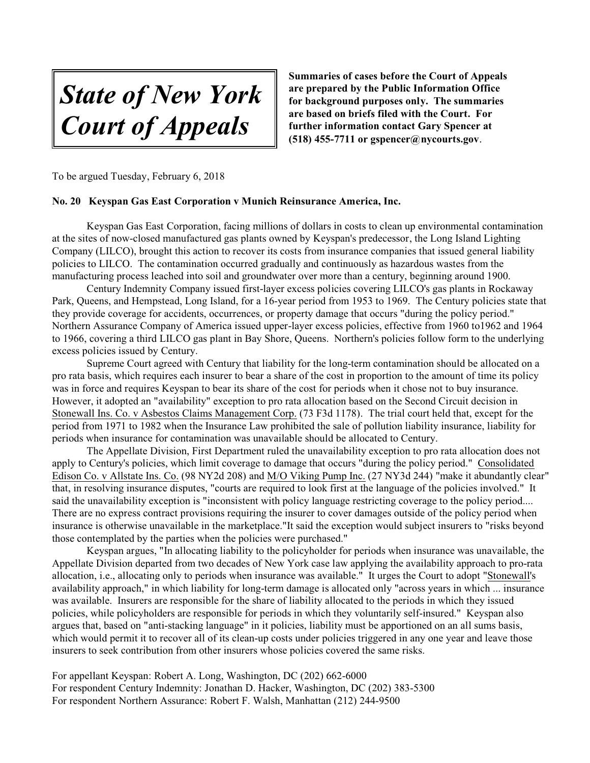# *State of New York Court of Appeals*

**Summaries of cases before the Court of Appeals are prepared by the Public Information Office for background purposes only. The summaries are based on briefs filed with the Court. For further information contact Gary Spencer at (518) 455-7711 or gspencer@nycourts.gov.**

To be argued Tuesday, February 6, 2018

**No. 20 Keyspan Gas East Corporation v Munich Reinsurance America, Inc.**

Keyspan Gas East Corporation, facing millions of dollars in costs to clean up environmental contamination at the sites of now-closed manufactured gas plants owned by Keyspan's predecessor, the Long Island Lighting Company (LILCO), brought this action to recover its costs from insurance companies that issued general liability policies to LILCO. The contamination occurred gradually and continuously as hazardous wastes from the manufacturing process leached into soil and groundwater over more than a century, beginning around 1900.

Century Indemnity Company issued first-layer excess policies covering LILCO's gas plants in Rockaway Park, Queens, and Hempstead, Long Island, for a 16-year period from 1953 to 1969. The Century policies state that they provide coverage for accidents, occurrences, or property damage that occurs "during the policy period." Northern Assurance Company of America issued upper-layer excess policies, effective from 1960 to1962 and 1964 to 1966, covering a third LILCO gas plant in Bay Shore, Queens. Northern's policies follow form to the underlying excess policies issued by Century.

Supreme Court agreed with Century that liability for the long-term contamination should be allocated on a pro rata basis, which requires each insurer to bear a share of the cost in proportion to the amount of time its policy was in force and requires Keyspan to bear its share of the cost for periods when it chose not to buy insurance. However, it adopted an "availability" exception to pro rata allocation based on the Second Circuit decision in Stonewall Ins. Co. v Asbestos Claims Management Corp. (73 F3d 1178). The trial court held that, except for the period from 1971 to 1982 when the Insurance Law prohibited the sale of pollution liability insurance, liability for periods when insurance for contamination was unavailable should be allocated to Century.

The Appellate Division, First Department ruled the unavailability exception to pro rata allocation does not apply to Century's policies, which limit coverage to damage that occurs "during the policy period." Consolidated Edison Co. v Allstate Ins. Co. (98 NY2d 208) and M/O Viking Pump Inc. (27 NY3d 244) "make it abundantly clear" that, in resolving insurance disputes, "courts are required to look first at the language of the policies involved." It said the unavailability exception is "inconsistent with policy language restricting coverage to the policy period.... There are no express contract provisions requiring the insurer to cover damages outside of the policy period when insurance is otherwise unavailable in the marketplace."It said the exception would subject insurers to "risks beyond those contemplated by the parties when the policies were purchased."

Keyspan argues, "In allocating liability to the policyholder for periods when insurance was unavailable, the Appellate Division departed from two decades of New York case law applying the availability approach to pro-rata allocation, i.e., allocating only to periods when insurance was available." It urges the Court to adopt "Stonewall's availability approach," in which liability for long-term damage is allocated only "across years in which ... insurance was available. Insurers are responsible for the share of liability allocated to the periods in which they issued policies, while policyholders are responsible for periods in which they voluntarily self-insured." Keyspan also argues that, based on "anti-stacking language" in it policies, liability must be apportioned on an all sums basis, which would permit it to recover all of its clean-up costs under policies triggered in any one year and leave those insurers to seek contribution from other insurers whose policies covered the same risks.

For appellant Keyspan: Robert A. Long, Washington, DC (202) 662-6000
For respondent Century Indemnity: Jonathan D. Hacker, Washington, DC (202) 383-5300
For respondent Northern Assurance: Robert F. Walsh, Manhattan (212) 244-9500